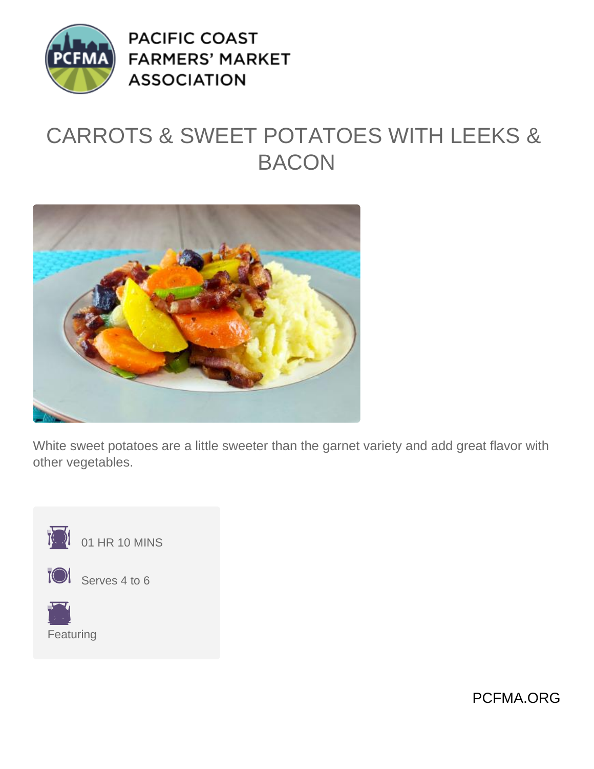PACIFIC COAST FARMERS' MARKET ASSOCIATION

# CARROTS & SWEET POTATOES WITH LEEKS & BACON

White sweet potatoes are a little sweeter than the garnet variety and add great flavor with other vegetables.

01 HR 10 MINS

Serves 4 to 6

Featuring

PCFMA.ORG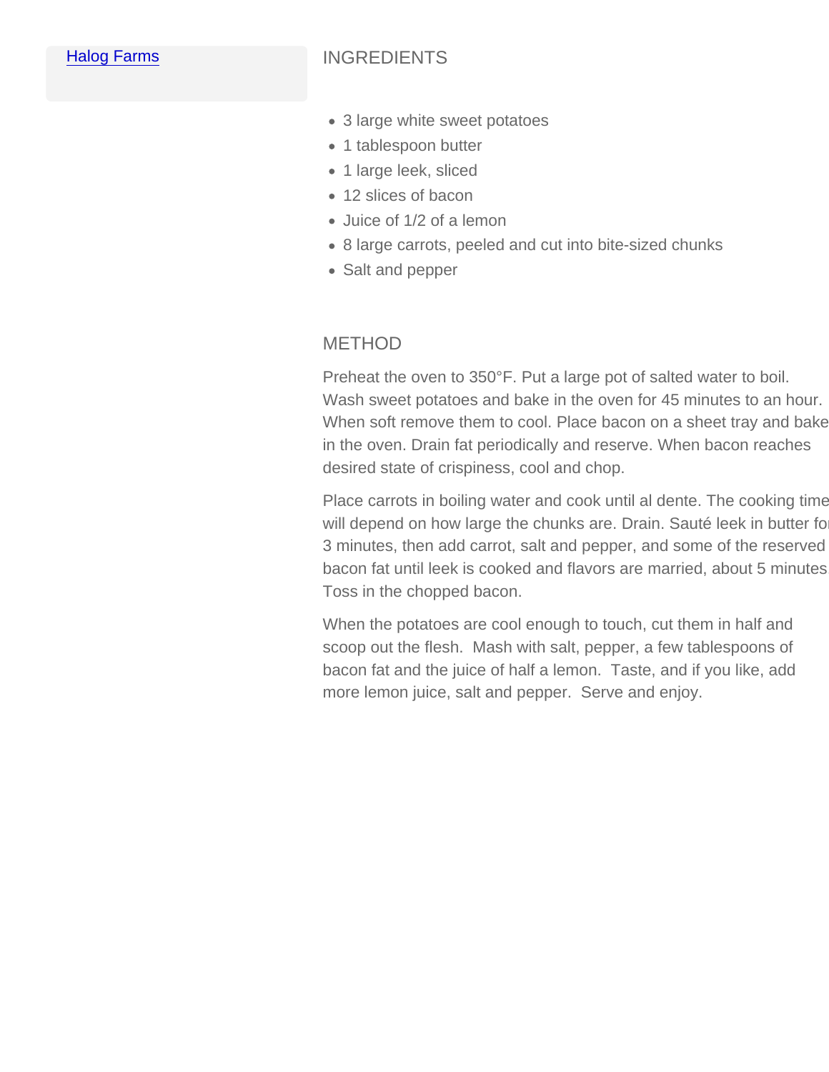[Halog Farms]

## INGREDIENTS

- 3 large white sweet potatoes
- 1 tablespoon butter
- 1 large leek, sliced
- 12 slices of bacon
- Juice of 1/2 of a lemon
- 8 large carrots, peeled and cut into bite-sized chunks
- Salt and pepper

## METHOD

Preheat the oven to 350°F. Put a large pot of salted water to boil. Wash sweet potatoes and bake in the oven for 45 minutes to an hour. When soft remove them to cool. Place bacon on a sheet tray and bake in the oven. Drain fat periodically and reserve. When bacon reaches desired state of crispiness, cool and chop.

Place carrots in boiling water and cook until al dente. The cooking time will depend on how large the chunks are. Drain. Sauté leek in butter for 3 minutes, then add carrot, salt and pepper, and some of the reserved bacon fat until leek is cooked and flavors are married, about 5 minutes. Toss in the chopped bacon.

When the potatoes are cool enough to touch, cut them in half and scoop out the flesh. Mash with salt, pepper, a few tablespoons of bacon fat and the juice of half a lemon. Taste, and if you like, add more lemon juice, salt and pepper. Serve and enjoy.